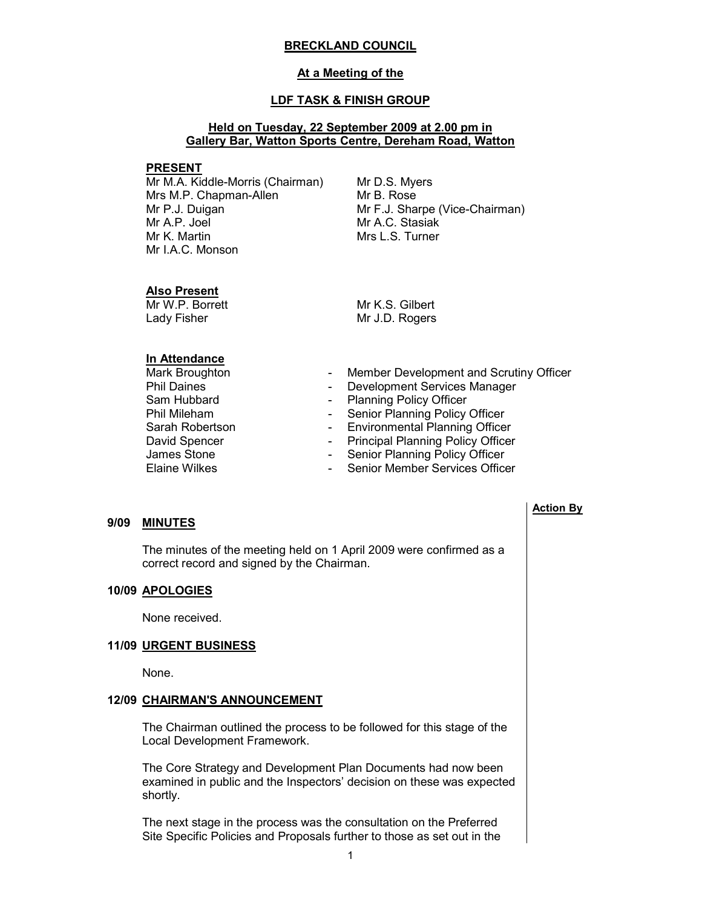# BRECKLAND COUNCIL

## At a Meeting of the

## LDF TASK & FINISH GROUP

### Held on Tuesday, 22 September 2009 at 2.00 pm in Gallery Bar, Watton Sports Centre, Dereham Road, Watton

**PRESENT**

Mr M.A. Kiddle-Morris (Chairman)
Mrs M.P. Chapman-Allen
Mr P.J. Duigan
Mr A.P. Joel
Mr K. Martin
Mr I.A.C. Monson
Mr D.S. Myers
Mr B. Rose
Mr F.J. Sharpe (Vice-Chairman)
Mr A.C. Stasiak
Mrs L.S. Turner

**Also Present**

Mr W.P. Borrett
Lady Fisher
Mr K.S. Gilbert
Mr J.D. Rogers

**In Attendance**

| | | |
|---|---|---|
| Mark Broughton | - | Member Development and Scrutiny Officer |
| Phil Daines | - | Development Services Manager |
| Sam Hubbard | - | Planning Policy Officer |
| Phil Mileham | - | Senior Planning Policy Officer |
| Sarah Robertson | - | Environmental Planning Officer |
| David Spencer | - | Principal Planning Policy Officer |
| James Stone | - | Senior Planning Policy Officer |
| Elaine Wilkes | - | Senior Member Services Officer |

**Action By**

**9/09 MINUTES**

The minutes of the meeting held on 1 April 2009 were confirmed as a correct record and signed by the Chairman.

**10/09 APOLOGIES**

None received.

**11/09 URGENT BUSINESS**

None.

**12/09 CHAIRMAN'S ANNOUNCEMENT**

The Chairman outlined the process to be followed for this stage of the Local Development Framework.

The Core Strategy and Development Plan Documents had now been examined in public and the Inspectors' decision on these was expected shortly.

The next stage in the process was the consultation on the Preferred Site Specific Policies and Proposals further to those as set out in the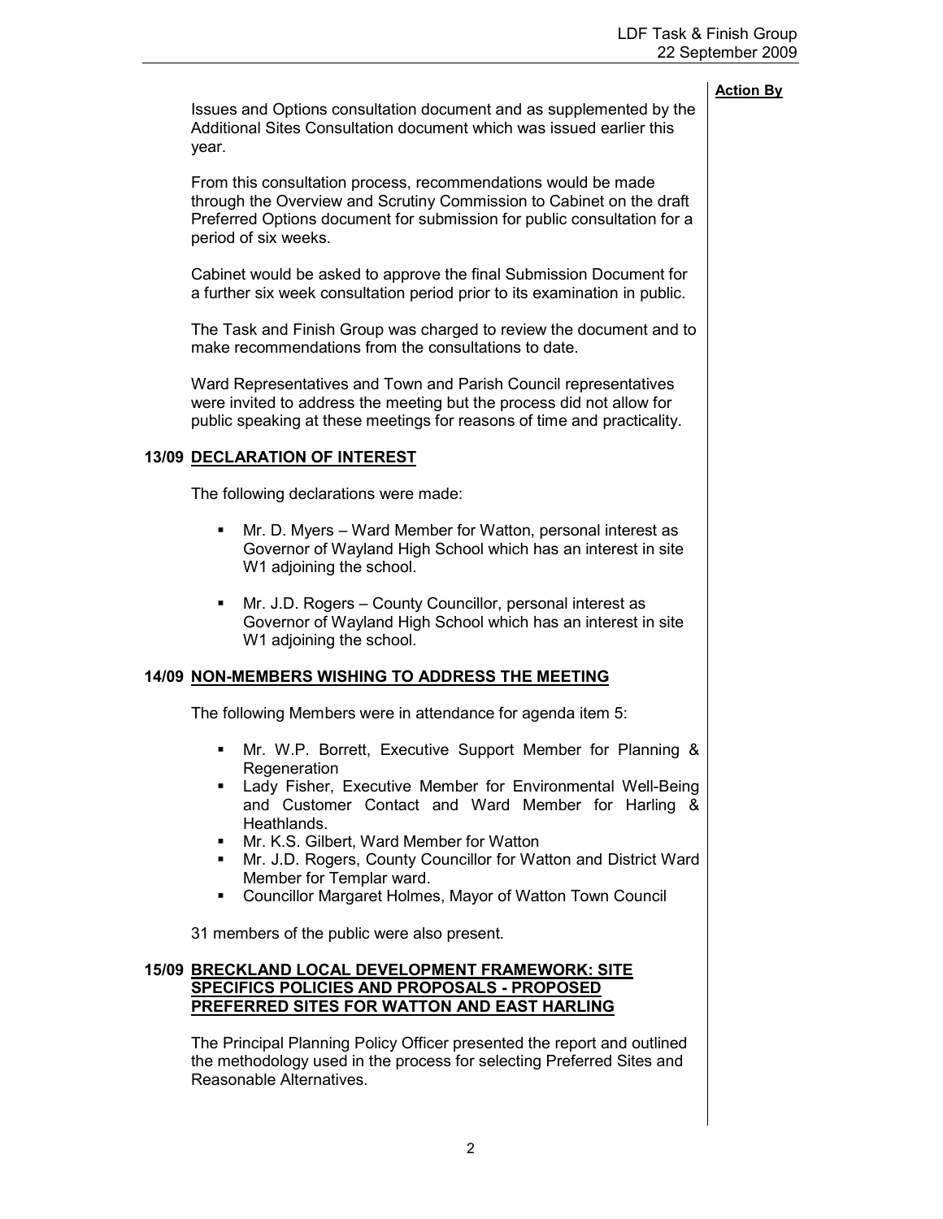**Action By**

Issues and Options consultation document and as supplemented by the Additional Sites Consultation document which was issued earlier this year.

From this consultation process, recommendations would be made through the Overview and Scrutiny Commission to Cabinet on the draft Preferred Options document for submission for public consultation for a period of six weeks.

Cabinet would be asked to approve the final Submission Document for a further six week consultation period prior to its examination in public.

The Task and Finish Group was charged to review the document and to make recommendations from the consultations to date.

Ward Representatives and Town and Parish Council representatives were invited to address the meeting but the process did not allow for public speaking at these meetings for reasons of time and practicality.

## 13/09 DECLARATION OF INTEREST

The following declarations were made:

- Mr. D. Myers – Ward Member for Watton, personal interest as Governor of Wayland High School which has an interest in site W1 adjoining the school.

- Mr. J.D. Rogers – County Councillor, personal interest as Governor of Wayland High School which has an interest in site W1 adjoining the school.

## 14/09 NON-MEMBERS WISHING TO ADDRESS THE MEETING

The following Members were in attendance for agenda item 5:

- Mr. W.P. Borrett, Executive Support Member for Planning & Regeneration
- Lady Fisher, Executive Member for Environmental Well-Being and Customer Contact and Ward Member for Harling & Heathlands.
- Mr. K.S. Gilbert, Ward Member for Watton
- Mr. J.D. Rogers, County Councillor for Watton and District Ward Member for Templar ward.
- Councillor Margaret Holmes, Mayor of Watton Town Council

31 members of the public were also present.

## 15/09 BRECKLAND LOCAL DEVELOPMENT FRAMEWORK: SITE SPECIFICS POLICIES AND PROPOSALS - PROPOSED PREFERRED SITES FOR WATTON AND EAST HARLING

The Principal Planning Policy Officer presented the report and outlined the methodology used in the process for selecting Preferred Sites and Reasonable Alternatives.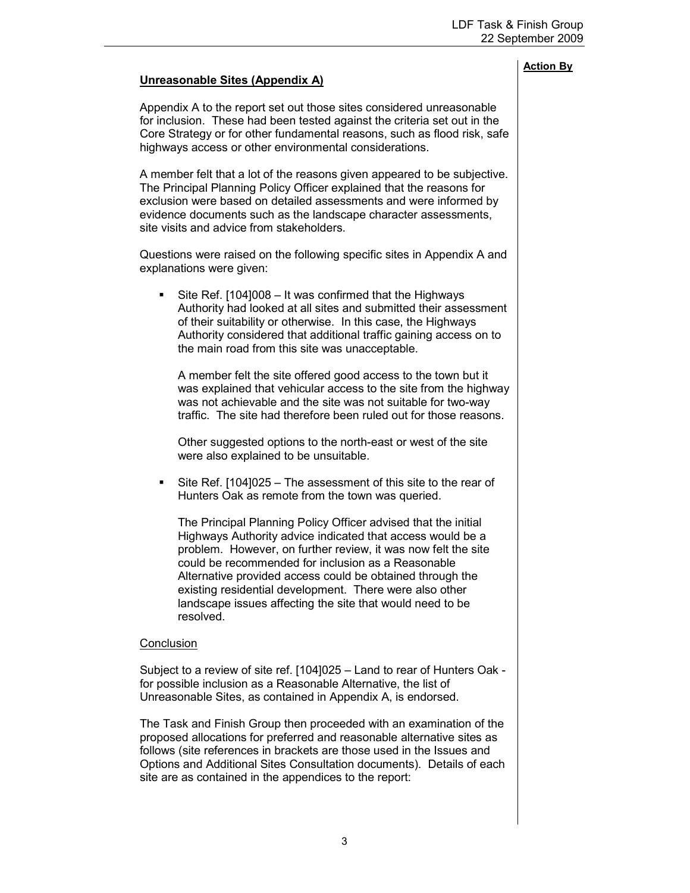**Action By**

**Unreasonable Sites (Appendix A)**

Appendix A to the report set out those sites considered unreasonable for inclusion. These had been tested against the criteria set out in the Core Strategy or for other fundamental reasons, such as flood risk, safe highways access or other environmental considerations.

A member felt that a lot of the reasons given appeared to be subjective. The Principal Planning Policy Officer explained that the reasons for exclusion were based on detailed assessments and were informed by evidence documents such as the landscape character assessments, site visits and advice from stakeholders.

Questions were raised on the following specific sites in Appendix A and explanations were given:

- Site Ref. [104]008 – It was confirmed that the Highways Authority had looked at all sites and submitted their assessment of their suitability or otherwise. In this case, the Highways Authority considered that additional traffic gaining access on to the main road from this site was unacceptable.

  A member felt the site offered good access to the town but it was explained that vehicular access to the site from the highway was not achievable and the site was not suitable for two-way traffic. The site had therefore been ruled out for those reasons.

  Other suggested options to the north-east or west of the site were also explained to be unsuitable.

- Site Ref. [104]025 – The assessment of this site to the rear of Hunters Oak as remote from the town was queried.

  The Principal Planning Policy Officer advised that the initial Highways Authority advice indicated that access would be a problem. However, on further review, it was now felt the site could be recommended for inclusion as a Reasonable Alternative provided access could be obtained through the existing residential development. There were also other landscape issues affecting the site that would need to be resolved.

Conclusion

Subject to a review of site ref. [104]025 – Land to rear of Hunters Oak - for possible inclusion as a Reasonable Alternative, the list of Unreasonable Sites, as contained in Appendix A, is endorsed.

The Task and Finish Group then proceeded with an examination of the proposed allocations for preferred and reasonable alternative sites as follows (site references in brackets are those used in the Issues and Options and Additional Sites Consultation documents). Details of each site are as contained in the appendices to the report: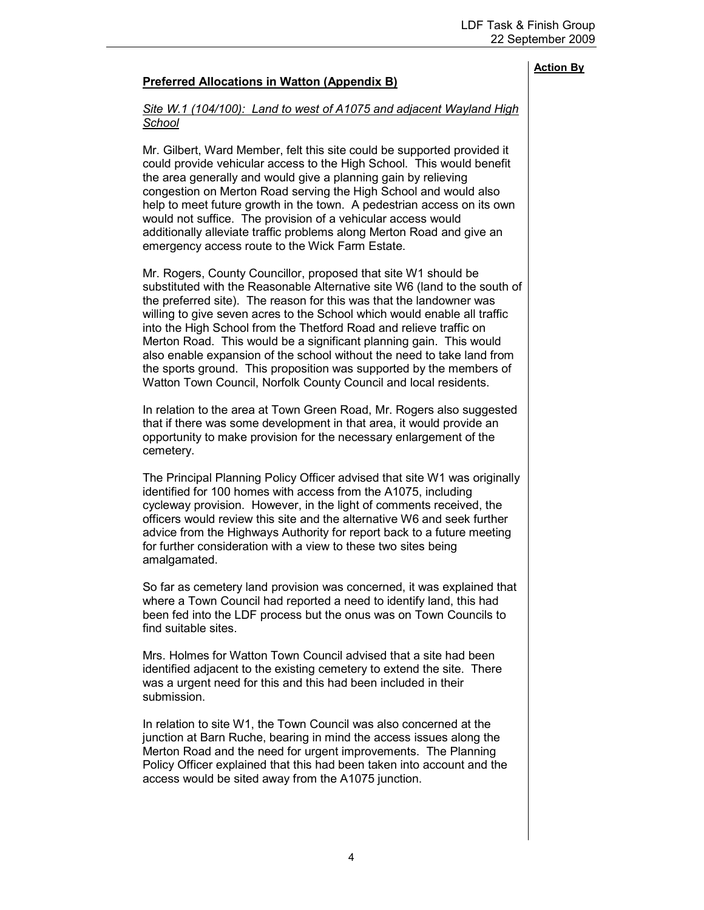**Action By**

**Preferred Allocations in Watton (Appendix B)**

*Site W.1 (104/100): Land to west of A1075 and adjacent Wayland High School*

Mr. Gilbert, Ward Member, felt this site could be supported provided it could provide vehicular access to the High School. This would benefit the area generally and would give a planning gain by relieving congestion on Merton Road serving the High School and would also help to meet future growth in the town. A pedestrian access on its own would not suffice. The provision of a vehicular access would additionally alleviate traffic problems along Merton Road and give an emergency access route to the Wick Farm Estate.

Mr. Rogers, County Councillor, proposed that site W1 should be substituted with the Reasonable Alternative site W6 (land to the south of the preferred site). The reason for this was that the landowner was willing to give seven acres to the School which would enable all traffic into the High School from the Thetford Road and relieve traffic on Merton Road. This would be a significant planning gain. This would also enable expansion of the school without the need to take land from the sports ground. This proposition was supported by the members of Watton Town Council, Norfolk County Council and local residents.

In relation to the area at Town Green Road, Mr. Rogers also suggested that if there was some development in that area, it would provide an opportunity to make provision for the necessary enlargement of the cemetery.

The Principal Planning Policy Officer advised that site W1 was originally identified for 100 homes with access from the A1075, including cycleway provision. However, in the light of comments received, the officers would review this site and the alternative W6 and seek further advice from the Highways Authority for report back to a future meeting for further consideration with a view to these two sites being amalgamated.

So far as cemetery land provision was concerned, it was explained that where a Town Council had reported a need to identify land, this had been fed into the LDF process but the onus was on Town Councils to find suitable sites.

Mrs. Holmes for Watton Town Council advised that a site had been identified adjacent to the existing cemetery to extend the site. There was a urgent need for this and this had been included in their submission.

In relation to site W1, the Town Council was also concerned at the junction at Barn Ruche, bearing in mind the access issues along the Merton Road and the need for urgent improvements. The Planning Policy Officer explained that this had been taken into account and the access would be sited away from the A1075 junction.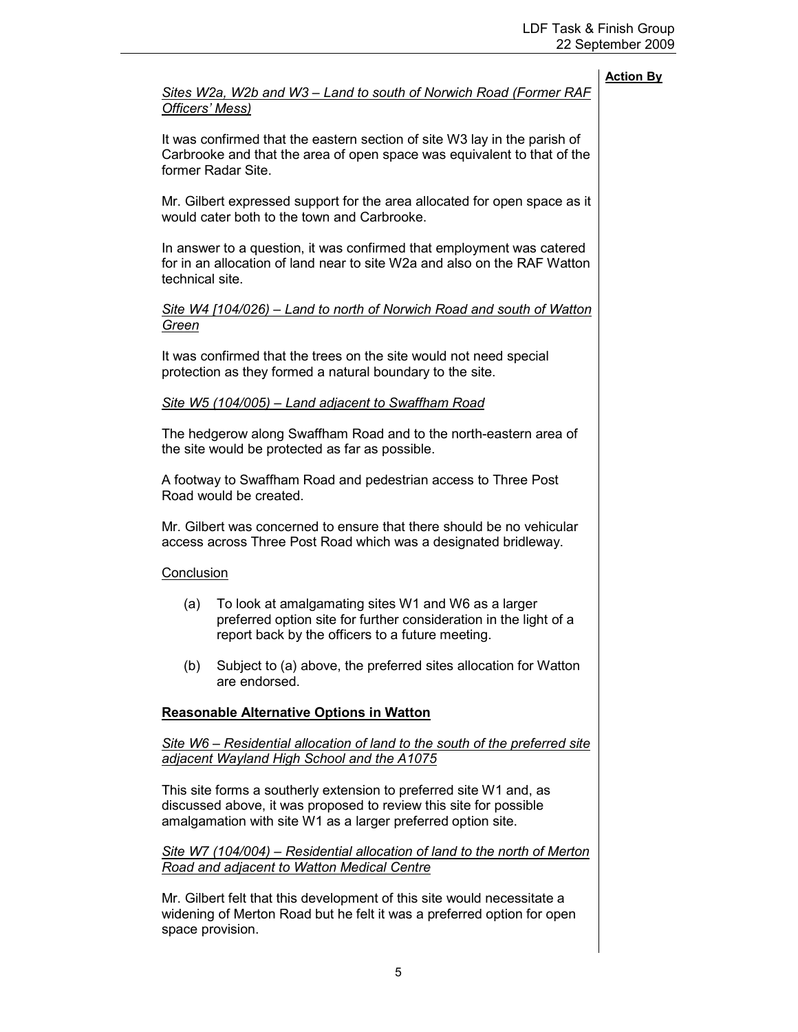**Action By**

*Sites W2a, W2b and W3 – Land to south of Norwich Road (Former RAF Officers' Mess)*

It was confirmed that the eastern section of site W3 lay in the parish of Carbrooke and that the area of open space was equivalent to that of the former Radar Site.

Mr. Gilbert expressed support for the area allocated for open space as it would cater both to the town and Carbrooke.

In answer to a question, it was confirmed that employment was catered for in an allocation of land near to site W2a and also on the RAF Watton technical site.

*Site W4 [104/026) – Land to north of Norwich Road and south of Watton Green*

It was confirmed that the trees on the site would not need special protection as they formed a natural boundary to the site.

*Site W5 (104/005) – Land adjacent to Swaffham Road*

The hedgerow along Swaffham Road and to the north-eastern area of the site would be protected as far as possible.

A footway to Swaffham Road and pedestrian access to Three Post Road would be created.

Mr. Gilbert was concerned to ensure that there should be no vehicular access across Three Post Road which was a designated bridleway.

Conclusion

(a) To look at amalgamating sites W1 and W6 as a larger preferred option site for further consideration in the light of a report back by the officers to a future meeting.

(b) Subject to (a) above, the preferred sites allocation for Watton are endorsed.

**Reasonable Alternative Options in Watton**

*Site W6 – Residential allocation of land to the south of the preferred site adjacent Wayland High School and the A1075*

This site forms a southerly extension to preferred site W1 and, as discussed above, it was proposed to review this site for possible amalgamation with site W1 as a larger preferred option site.

*Site W7 (104/004) – Residential allocation of land to the north of Merton Road and adjacent to Watton Medical Centre*

Mr. Gilbert felt that this development of this site would necessitate a widening of Merton Road but he felt it was a preferred option for open space provision.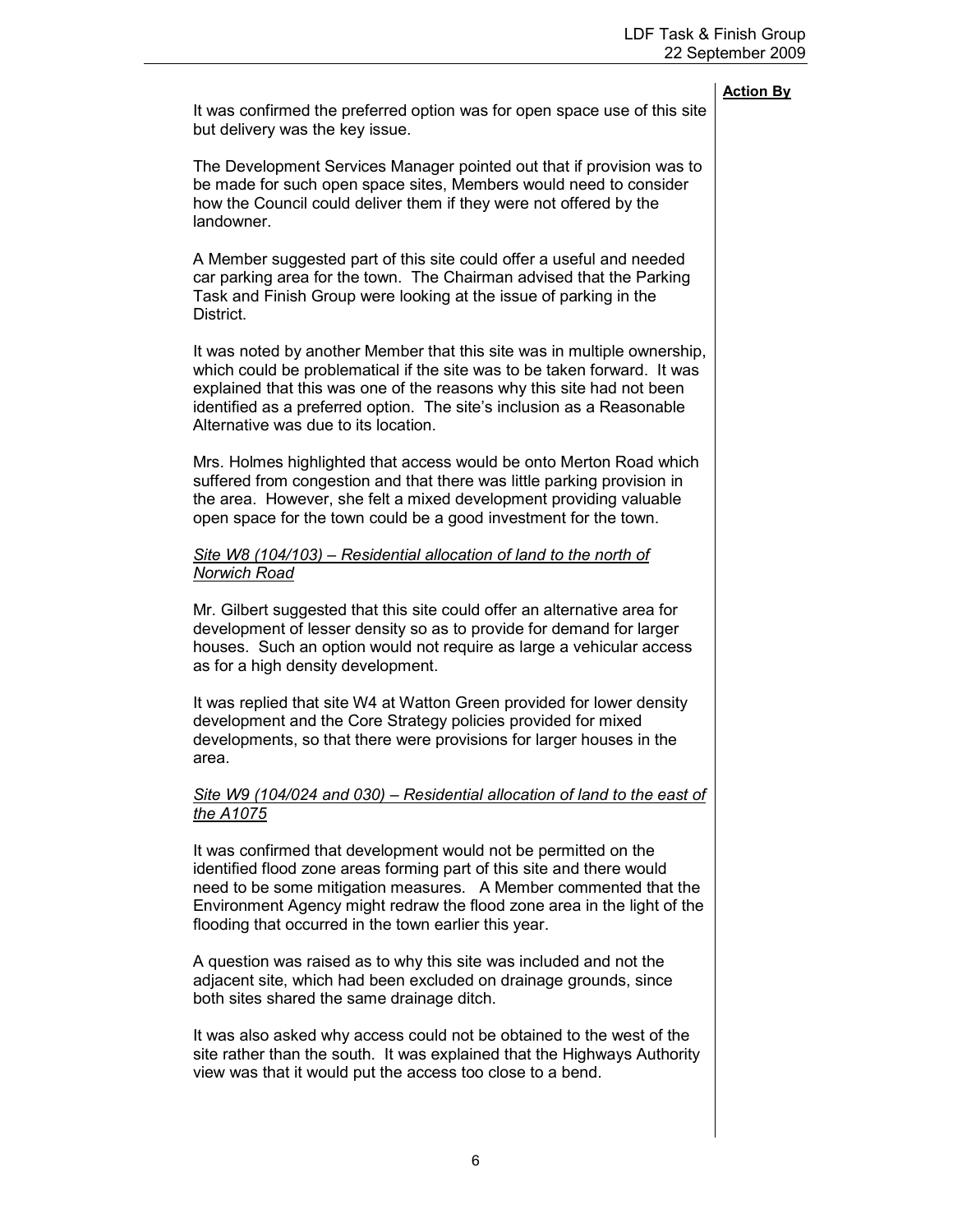**Action By**

It was confirmed the preferred option was for open space use of this site but delivery was the key issue.

The Development Services Manager pointed out that if provision was to be made for such open space sites, Members would need to consider how the Council could deliver them if they were not offered by the landowner.

A Member suggested part of this site could offer a useful and needed car parking area for the town. The Chairman advised that the Parking Task and Finish Group were looking at the issue of parking in the District.

It was noted by another Member that this site was in multiple ownership, which could be problematical if the site was to be taken forward. It was explained that this was one of the reasons why this site had not been identified as a preferred option. The site's inclusion as a Reasonable Alternative was due to its location.

Mrs. Holmes highlighted that access would be onto Merton Road which suffered from congestion and that there was little parking provision in the area. However, she felt a mixed development providing valuable open space for the town could be a good investment for the town.

*Site W8 (104/103) – Residential allocation of land to the north of Norwich Road*

Mr. Gilbert suggested that this site could offer an alternative area for development of lesser density so as to provide for demand for larger houses. Such an option would not require as large a vehicular access as for a high density development.

It was replied that site W4 at Watton Green provided for lower density development and the Core Strategy policies provided for mixed developments, so that there were provisions for larger houses in the area.

*Site W9 (104/024 and 030) – Residential allocation of land to the east of the A1075*

It was confirmed that development would not be permitted on the identified flood zone areas forming part of this site and there would need to be some mitigation measures. A Member commented that the Environment Agency might redraw the flood zone area in the light of the flooding that occurred in the town earlier this year.

A question was raised as to why this site was included and not the adjacent site, which had been excluded on drainage grounds, since both sites shared the same drainage ditch.

It was also asked why access could not be obtained to the west of the site rather than the south. It was explained that the Highways Authority view was that it would put the access too close to a bend.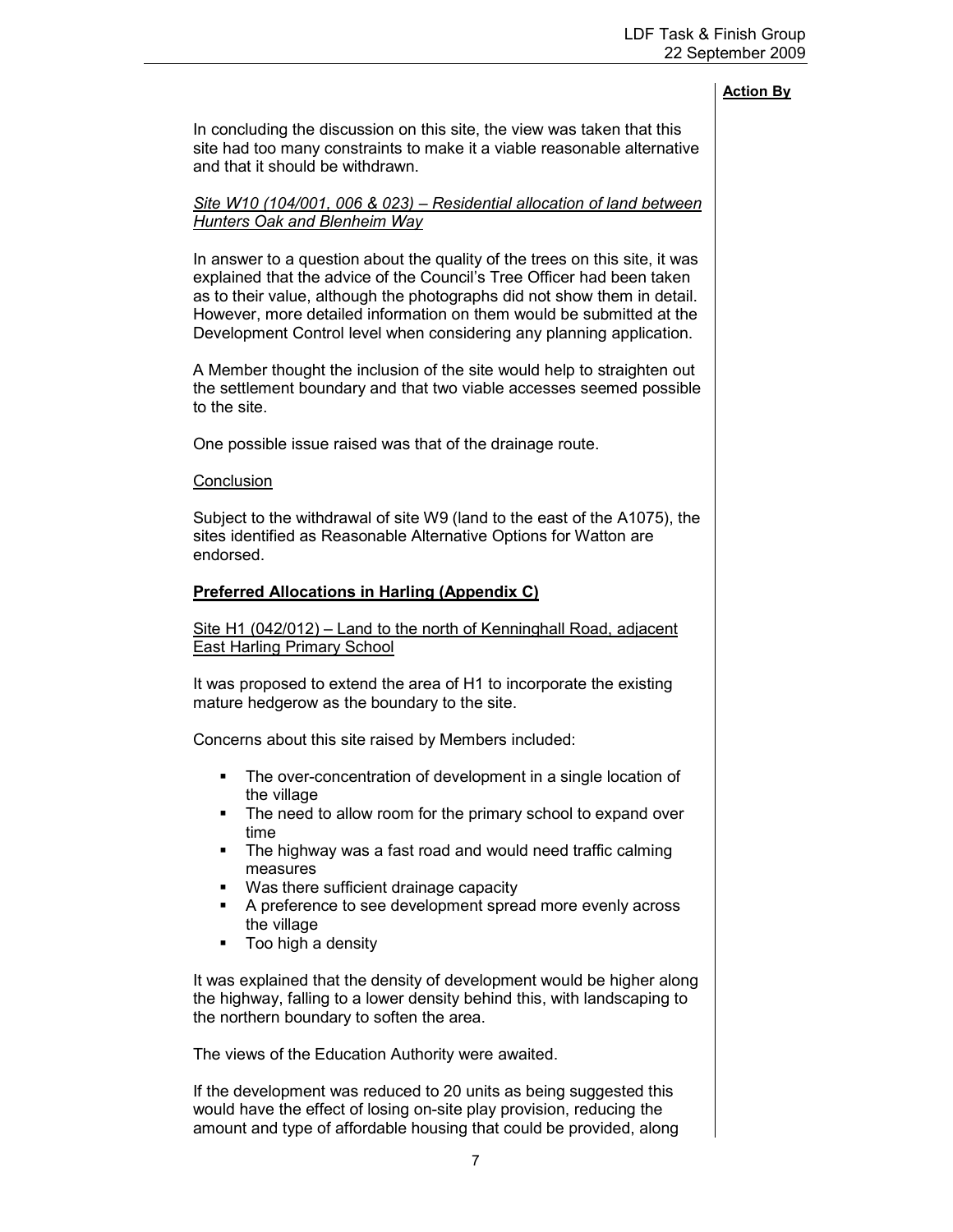**Action By**

In concluding the discussion on this site, the view was taken that this site had too many constraints to make it a viable reasonable alternative and that it should be withdrawn.

*Site W10 (104/001, 006 & 023) – Residential allocation of land between Hunters Oak and Blenheim Way*

In answer to a question about the quality of the trees on this site, it was explained that the advice of the Council's Tree Officer had been taken as to their value, although the photographs did not show them in detail. However, more detailed information on them would be submitted at the Development Control level when considering any planning application.

A Member thought the inclusion of the site would help to straighten out the settlement boundary and that two viable accesses seemed possible to the site.

One possible issue raised was that of the drainage route.

Conclusion

Subject to the withdrawal of site W9 (land to the east of the A1075), the sites identified as Reasonable Alternative Options for Watton are endorsed.

**Preferred Allocations in Harling (Appendix C)**

Site H1 (042/012) – Land to the north of Kenninghall Road, adjacent East Harling Primary School

It was proposed to extend the area of H1 to incorporate the existing mature hedgerow as the boundary to the site.

Concerns about this site raised by Members included:

- The over-concentration of development in a single location of the village
- The need to allow room for the primary school to expand over time
- The highway was a fast road and would need traffic calming measures
- Was there sufficient drainage capacity
- A preference to see development spread more evenly across the village
- Too high a density

It was explained that the density of development would be higher along the highway, falling to a lower density behind this, with landscaping to the northern boundary to soften the area.

The views of the Education Authority were awaited.

If the development was reduced to 20 units as being suggested this would have the effect of losing on-site play provision, reducing the amount and type of affordable housing that could be provided, along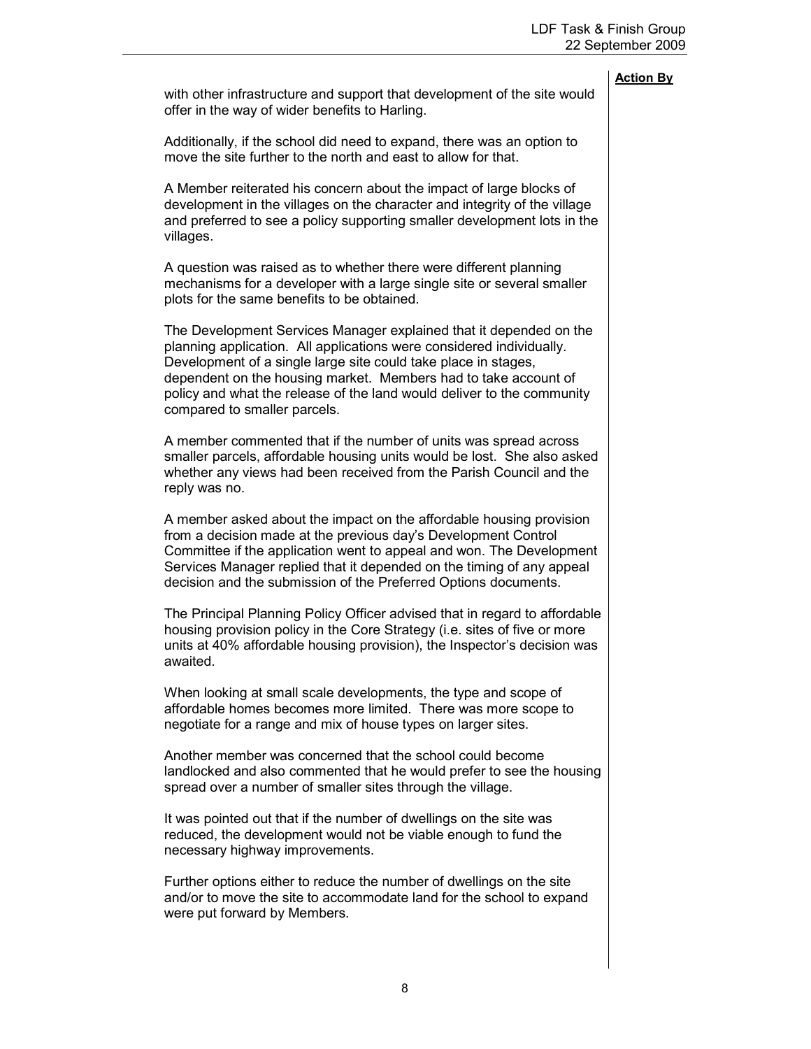**Action By**

with other infrastructure and support that development of the site would offer in the way of wider benefits to Harling.

Additionally, if the school did need to expand, there was an option to move the site further to the north and east to allow for that.

A Member reiterated his concern about the impact of large blocks of development in the villages on the character and integrity of the village and preferred to see a policy supporting smaller development lots in the villages.

A question was raised as to whether there were different planning mechanisms for a developer with a large single site or several smaller plots for the same benefits to be obtained.

The Development Services Manager explained that it depended on the planning application. All applications were considered individually. Development of a single large site could take place in stages, dependent on the housing market. Members had to take account of policy and what the release of the land would deliver to the community compared to smaller parcels.

A member commented that if the number of units was spread across smaller parcels, affordable housing units would be lost. She also asked whether any views had been received from the Parish Council and the reply was no.

A member asked about the impact on the affordable housing provision from a decision made at the previous day's Development Control Committee if the application went to appeal and won. The Development Services Manager replied that it depended on the timing of any appeal decision and the submission of the Preferred Options documents.

The Principal Planning Policy Officer advised that in regard to affordable housing provision policy in the Core Strategy (i.e. sites of five or more units at 40% affordable housing provision), the Inspector's decision was awaited.

When looking at small scale developments, the type and scope of affordable homes becomes more limited. There was more scope to negotiate for a range and mix of house types on larger sites.

Another member was concerned that the school could become landlocked and also commented that he would prefer to see the housing spread over a number of smaller sites through the village.

It was pointed out that if the number of dwellings on the site was reduced, the development would not be viable enough to fund the necessary highway improvements.

Further options either to reduce the number of dwellings on the site and/or to move the site to accommodate land for the school to expand were put forward by Members.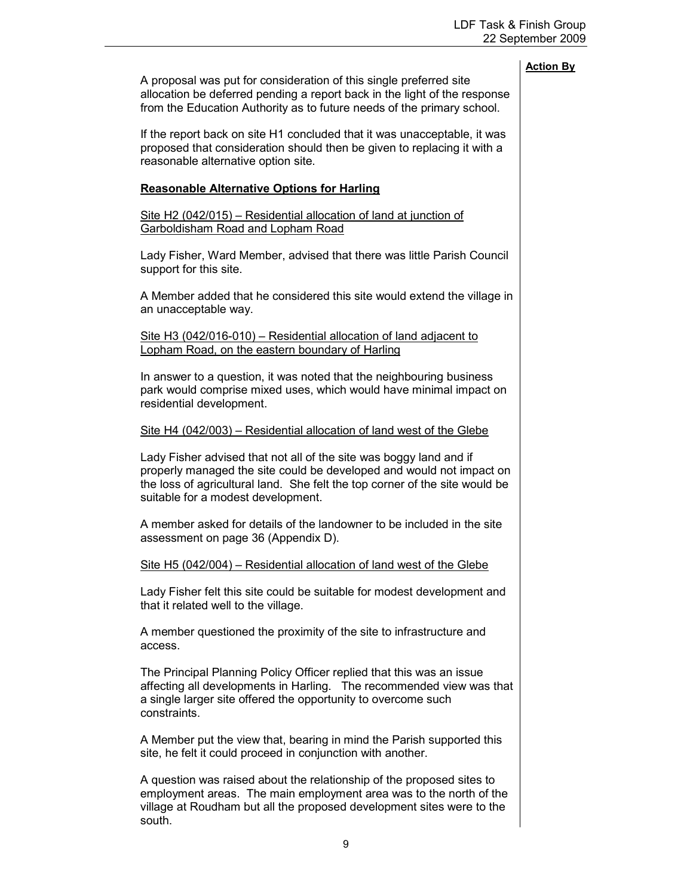**Action By**

A proposal was put for consideration of this single preferred site allocation be deferred pending a report back in the light of the response from the Education Authority as to future needs of the primary school.

If the report back on site H1 concluded that it was unacceptable, it was proposed that consideration should then be given to replacing it with a reasonable alternative option site.

**Reasonable Alternative Options for Harling**

Site H2 (042/015) – Residential allocation of land at junction of Garboldisham Road and Lopham Road

Lady Fisher, Ward Member, advised that there was little Parish Council support for this site.

A Member added that he considered this site would extend the village in an unacceptable way.

Site H3 (042/016-010) – Residential allocation of land adjacent to Lopham Road, on the eastern boundary of Harling

In answer to a question, it was noted that the neighbouring business park would comprise mixed uses, which would have minimal impact on residential development.

Site H4 (042/003) – Residential allocation of land west of the Glebe

Lady Fisher advised that not all of the site was boggy land and if properly managed the site could be developed and would not impact on the loss of agricultural land. She felt the top corner of the site would be suitable for a modest development.

A member asked for details of the landowner to be included in the site assessment on page 36 (Appendix D).

Site H5 (042/004) – Residential allocation of land west of the Glebe

Lady Fisher felt this site could be suitable for modest development and that it related well to the village.

A member questioned the proximity of the site to infrastructure and access.

The Principal Planning Policy Officer replied that this was an issue affecting all developments in Harling. The recommended view was that a single larger site offered the opportunity to overcome such constraints.

A Member put the view that, bearing in mind the Parish supported this site, he felt it could proceed in conjunction with another.

A question was raised about the relationship of the proposed sites to employment areas. The main employment area was to the north of the village at Roudham but all the proposed development sites were to the south.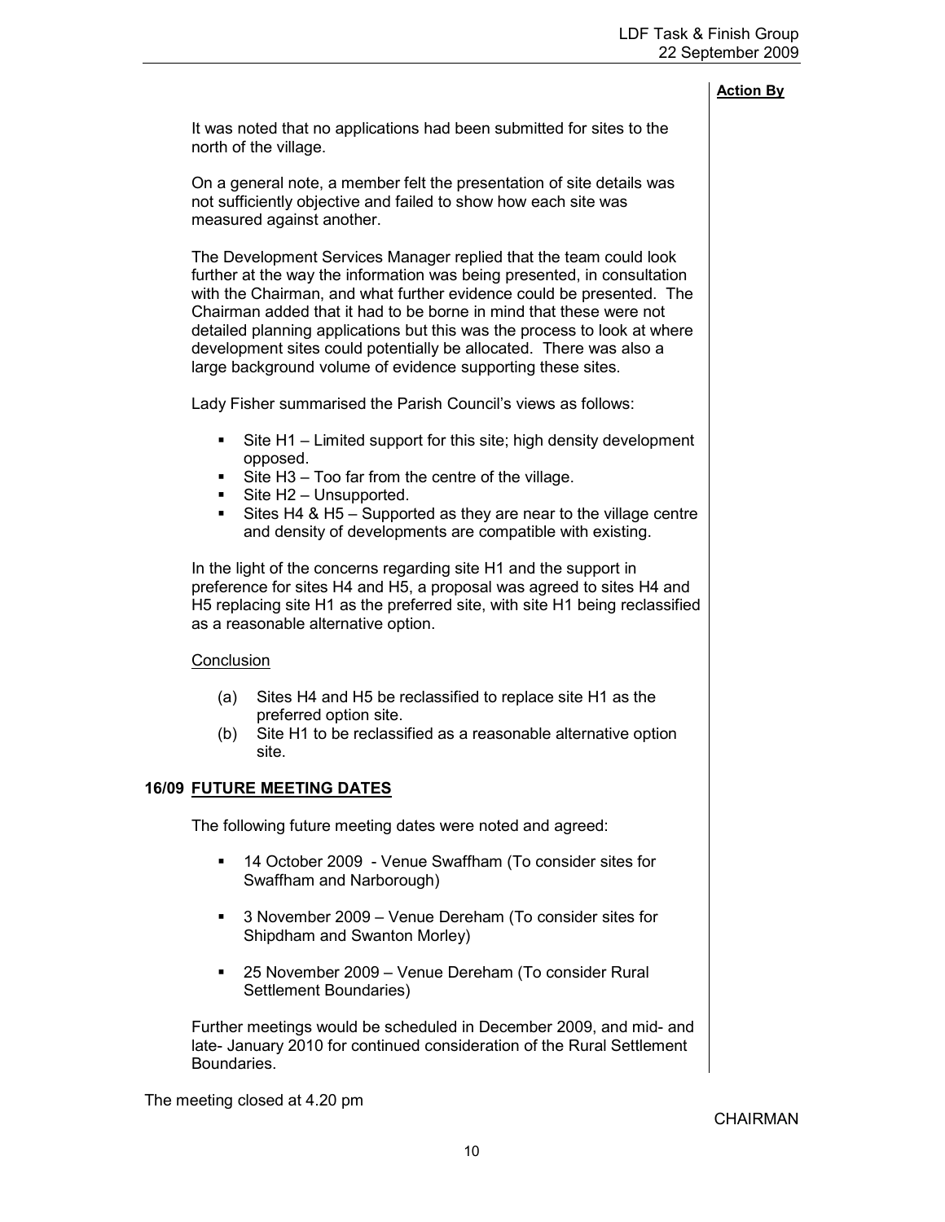**Action By**

It was noted that no applications had been submitted for sites to the north of the village.

On a general note, a member felt the presentation of site details was not sufficiently objective and failed to show how each site was measured against another.

The Development Services Manager replied that the team could look further at the way the information was being presented, in consultation with the Chairman, and what further evidence could be presented. The Chairman added that it had to be borne in mind that these were not detailed planning applications but this was the process to look at where development sites could potentially be allocated. There was also a large background volume of evidence supporting these sites.

Lady Fisher summarised the Parish Council's views as follows:

- Site H1 – Limited support for this site; high density development opposed.
- Site H3 – Too far from the centre of the village.
- Site H2 – Unsupported.
- Sites H4 & H5 – Supported as they are near to the village centre and density of developments are compatible with existing.

In the light of the concerns regarding site H1 and the support in preference for sites H4 and H5, a proposal was agreed to sites H4 and H5 replacing site H1 as the preferred site, with site H1 being reclassified as a reasonable alternative option.

<u>Conclusion</u>

(a) Sites H4 and H5 be reclassified to replace site H1 as the preferred option site.
(b) Site H1 to be reclassified as a reasonable alternative option site.

## 16/09 FUTURE MEETING DATES

The following future meeting dates were noted and agreed:

- 14 October 2009 - Venue Swaffham (To consider sites for Swaffham and Narborough)
- 3 November 2009 – Venue Dereham (To consider sites for Shipdham and Swanton Morley)
- 25 November 2009 – Venue Dereham (To consider Rural Settlement Boundaries)

Further meetings would be scheduled in December 2009, and mid- and late- January 2010 for continued consideration of the Rural Settlement Boundaries.

The meeting closed at 4.20 pm

CHAIRMAN